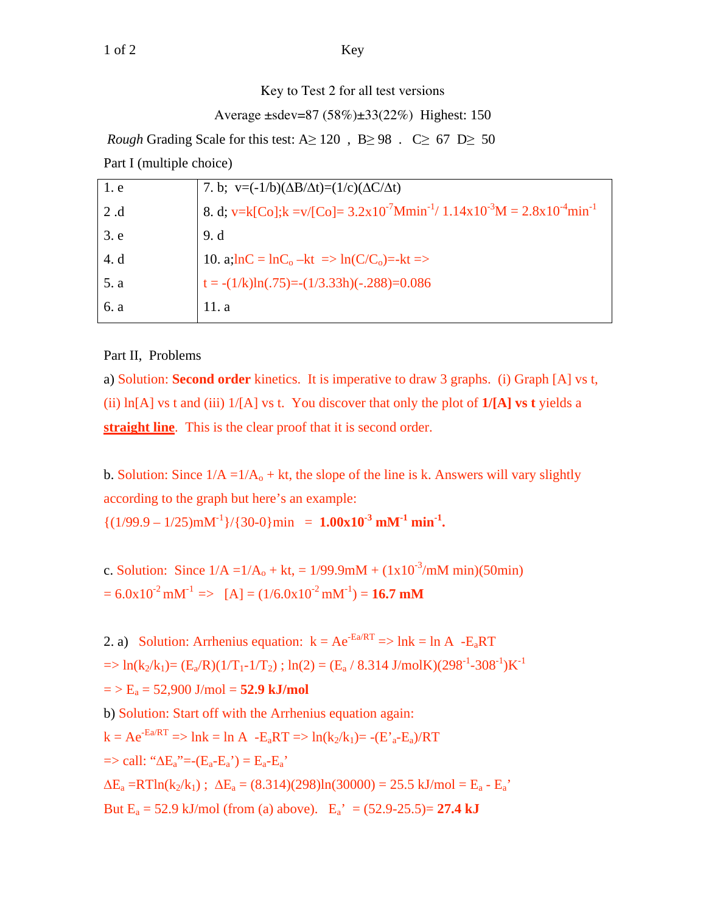Key to Test 2 for all test versions

Average ±sdev=87 (58%)±33(22%) Highest: 150

*Rough* Grading Scale for this test: A≥ 120 , B≥ 98 . C≥ 67 D≥ 50

Part I (multiple choice)

| | |
|---|---|
| 1. e | 7. b; $v=(-1/b)(\Delta B/\Delta t)=(1/c)(\Delta C/\Delta t)$ |
| 2 .d | 8. d; $v=k[Co];k =v/[Co]= 3.2x10^{-7}Mmin^{-1}/ 1.14x10^{-3}M = 2.8x10^{-4}min^{-1}$ |
| 3. e | 9. d |
| 4. d | 10. a; $\ln C = \ln C_o - kt \Rightarrow \ln(C/C_o)=-kt \Rightarrow$ |
| 5. a | $t = -(1/k)\ln(.75)=-(1/3.33h)(-.288)=0.086$ |
| 6. a | 11. a |

Part II, Problems

a) Solution: **Second order** kinetics. It is imperative to draw 3 graphs. (i) Graph [A] vs t, (ii) ln[A] vs t and (iii) 1/[A] vs t. You discover that only the plot of **1/[A] vs t** yields a **straight line**. This is the clear proof that it is second order.

b. Solution: Since $1/A = 1/A_o + kt$, the slope of the line is k. Answers will vary slightly according to the graph but here's an example:

$\{(1/99.9 - 1/25)mM^{-1}\}/\{30-0\}min = \mathbf{1.00x10^{-3}\ mM^{-1}\ min^{-1}}$.

c. Solution: Since $1/A = 1/A_o + kt$, $= 1/99.9mM + (1x10^{-3}/mM\ min)(50min)$

$= 6.0x10^{-2}\ mM^{-1} \Rightarrow [A] = (1/6.0x10^{-2}\ mM^{-1}) =$ **16.7 mM**

2. a) Solution: Arrhenius equation: $k = Ae^{-Ea/RT} \Rightarrow \ln k = \ln A - E_aRT$

$\Rightarrow \ln(k_2/k_1)= (E_a/R)(1/T_1-1/T_2)$ ; $\ln(2) = (E_a / 8.314\ J/molK)(298^{-1}-308^{-1})K^{-1}$

$\Rightarrow E_a = 52{,}900$ J/mol = **52.9 kJ/mol**

b) Solution: Start off with the Arrhenius equation again:

$k = Ae^{-Ea/RT} \Rightarrow \ln k = \ln A - E_aRT \Rightarrow \ln(k_2/k_1)= -(E'_a-E_a)/RT$

$\Rightarrow$ call: "$\Delta E_a$"$=-(E_a-E_a') = E_a-E_a'$

$\Delta E_a = RT\ln(k_2/k_1)$ ; $\Delta E_a = (8.314)(298)\ln(30000) = 25.5$ kJ/mol $= E_a - E_a'$

But $E_a = 52.9$ kJ/mol (from (a) above). $E_a' = (52.9-25.5)=$ **27.4 kJ**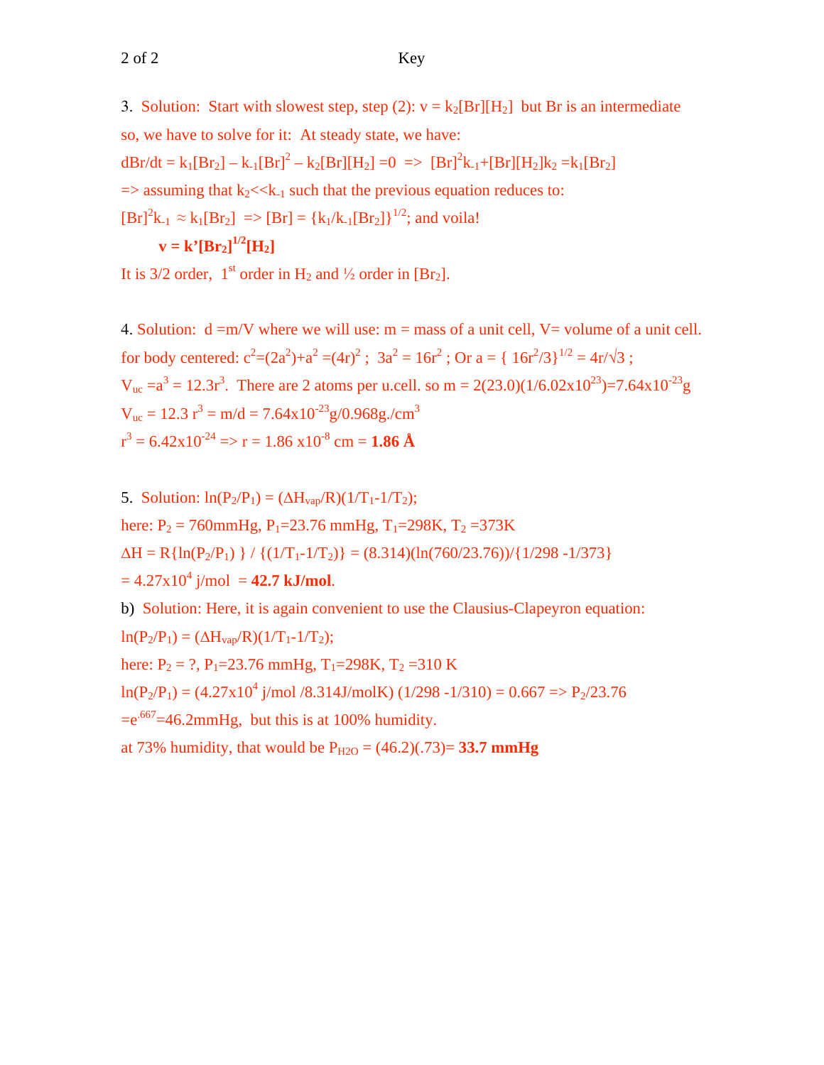3. Solution: Start with slowest step, step (2): $v = k_2[Br][H_2]$ but Br is an intermediate so, we have to solve for it: At steady state, we have:

$dBr/dt = k_1[Br_2] - k_{-1}[Br]^2 - k_2[Br][H_2] = 0$ => $[Br]^2k_{-1}+[Br][H_2]k_2 = k_1[Br_2]$

=> assuming that $k_2 << k_{-1}$ such that the previous equation reduces to:

$[Br]^2k_{-1} \approx k_1[Br_2]$ => $[Br] = \{k_1/k_{-1}[Br_2]\}^{1/2}$; and voila!

$$\mathbf{v = k'[Br_2]^{1/2}[H_2]}$$

It is 3/2 order, 1[st] order in $H_2$ and ½ order in $[Br_2]$.

4. Solution: $d = m/V$ where we will use: m = mass of a unit cell, V= volume of a unit cell.

for body centered: $c^2=(2a^2)+a^2 =(4r)^2$ ; $3a^2 = 16r^2$ ; Or $a = \{16r^2/3\}^{1/2} = 4r/\sqrt{3}$ ;

$V_{uc} = a^3 = 12.3r^3$. There are 2 atoms per u.cell. so $m = 2(23.0)(1/6.02\times10^{23}) = 7.64\times10^{-23}$g

$V_{uc} = 12.3\ r^3 = m/d = 7.64\times10^{-23}\text{g}/0.968\text{g./cm}^3$

$r^3 = 6.42\times10^{-24}$ => $r = 1.86\times10^{-8}$ cm = **1.86 Å**

5. Solution: $\ln(P_2/P_1) = (\Delta H_{vap}/R)(1/T_1-1/T_2)$;

here: $P_2$ = 760mmHg, $P_1$=23.76 mmHg, $T_1$=298K, $T_2$ =373K

$\Delta H = R\{\ln(P_2/P_1)\} / \{(1/T_1-1/T_2)\} = (8.314)(\ln(760/23.76))/\{1/298 - 1/373\}$

$= 4.27\times10^4$ j/mol = **42.7 kJ/mol**.

b) Solution: Here, it is again convenient to use the Clausius-Clapeyron equation:

$\ln(P_2/P_1) = (\Delta H_{vap}/R)(1/T_1-1/T_2)$;

here: $P_2$ = ?, $P_1$=23.76 mmHg, $T_1$=298K, $T_2$ =310 K

$\ln(P_2/P_1) = (4.27\times10^4 \text{ j/mol} / 8.314\text{J/molK})(1/298 - 1/310) = 0.667$ => $P_2/23.76$

$= e^{.667} = 46.2$mmHg, but this is at 100% humidity.

at 73% humidity, that would be $P_{H2O} = (46.2)(.73) =$ **33.7 mmHg**